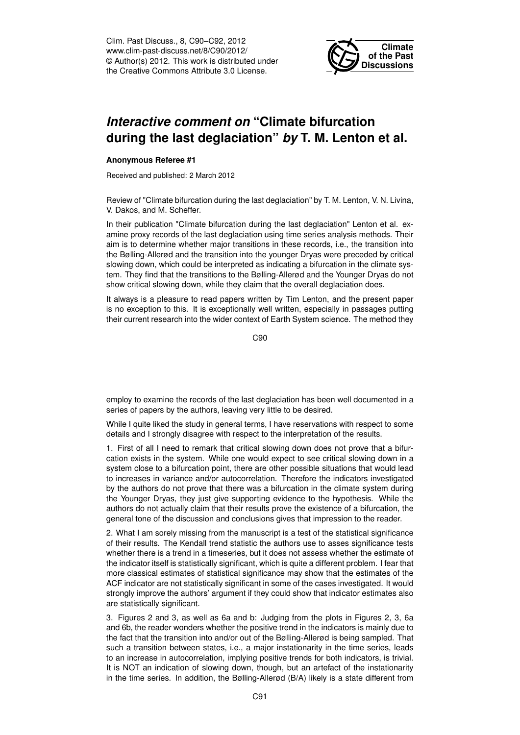# *Interactive comment on* "Climate bifurcation during the last deglaciation" *by* T. M. Lenton et al.

**Anonymous Referee #1**

Received and published: 2 March 2012

Review of "Climate bifurcation during the last deglaciation" by T. M. Lenton, V. N. Livina, V. Dakos, and M. Scheffer.

In their publication "Climate bifurcation during the last deglaciation" Lenton et al. examine proxy records of the last deglaciation using time series analysis methods. Their aim is to determine whether major transitions in these records, i.e., the transition into the Bølling-Allerød and the transition into the younger Dryas were preceded by critical slowing down, which could be interpreted as indicating a bifurcation in the climate system. They find that the transitions to the Bølling-Allerød and the Younger Dryas do not show critical slowing down, while they claim that the overall deglaciation does.

It always is a pleasure to read papers written by Tim Lenton, and the present paper is no exception to this. It is exceptionally well written, especially in passages putting their current research into the wider context of Earth System science. The method they employ to examine the records of the last deglaciation has been well documented in a series of papers by the authors, leaving very little to be desired.

While I quite liked the study in general terms, I have reservations with respect to some details and I strongly disagree with respect to the interpretation of the results.

1. First of all I need to remark that critical slowing down does not prove that a bifurcation exists in the system. While one would expect to see critical slowing down in a system close to a bifurcation point, there are other possible situations that would lead to increases in variance and/or autocorrelation. Therefore the indicators investigated by the authors do not prove that there was a bifurcation in the climate system during the Younger Dryas, they just give supporting evidence to the hypothesis. While the authors do not actually claim that their results prove the existence of a bifurcation, the general tone of the discussion and conclusions gives that impression to the reader.

2. What I am sorely missing from the manuscript is a test of the statistical significance of their results. The Kendall trend statistic the authors use to asses significance tests whether there is a trend in a timeseries, but it does not assess whether the estimate of the indicator itself is statistically significant, which is quite a different problem. I fear that more classical estimates of statistical significance may show that the estimates of the ACF indicator are not statistically significant in some of the cases investigated. It would strongly improve the authors' argument if they could show that indicator estimates also are statistically significant.

3. Figures 2 and 3, as well as 6a and b: Judging from the plots in Figures 2, 3, 6a and 6b, the reader wonders whether the positive trend in the indicators is mainly due to the fact that the transition into and/or out of the Bølling-Allerød is being sampled. That such a transition between states, i.e., a major instationarity in the time series, leads to an increase in autocorrelation, implying positive trends for both indicators, is trivial. It is NOT an indication of slowing down, though, but an artefact of the instationarity in the time series. In addition, the Bølling-Allerød (B/A) likely is a state different from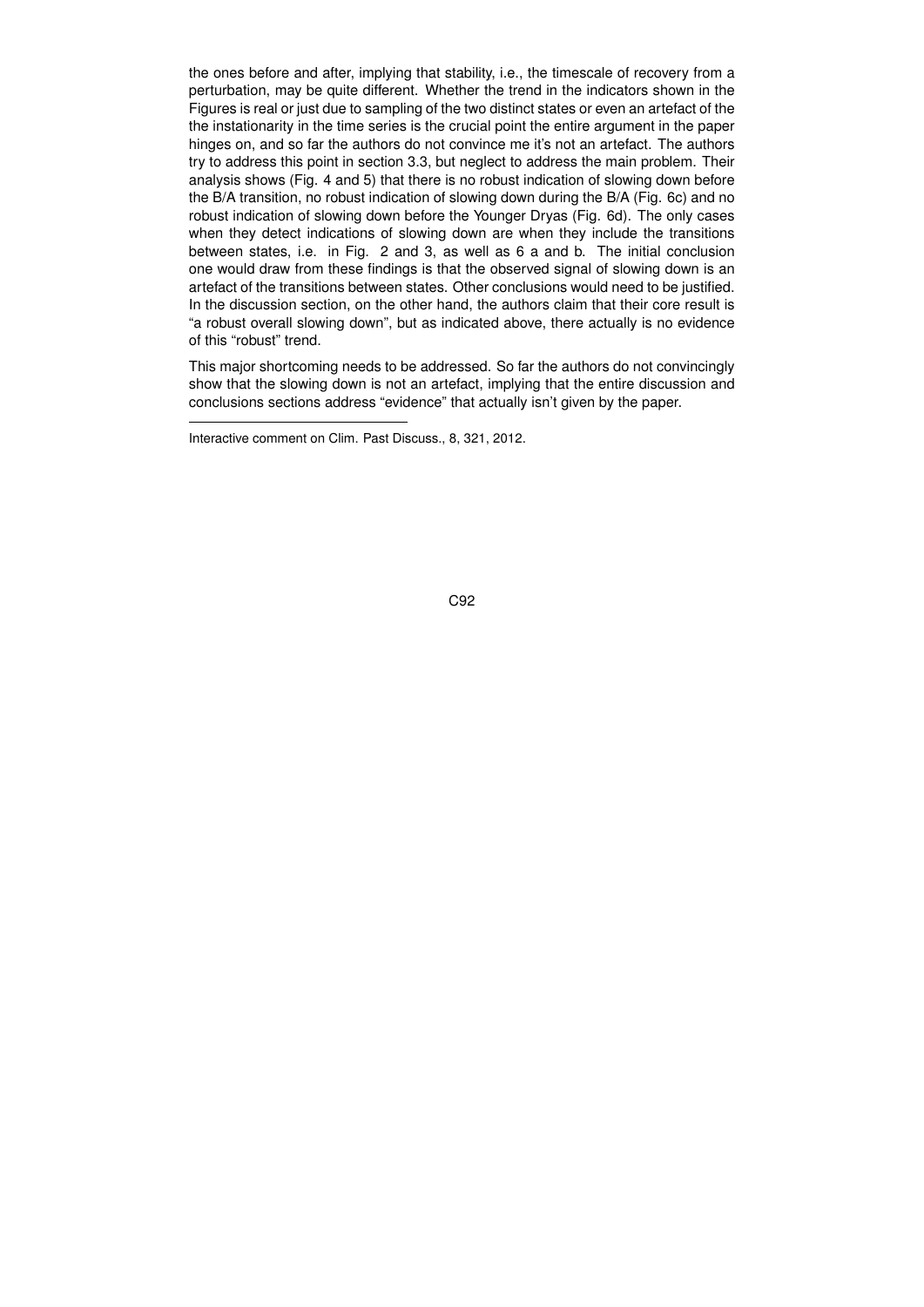the ones before and after, implying that stability, i.e., the timescale of recovery from a perturbation, may be quite different. Whether the trend in the indicators shown in the Figures is real or just due to sampling of the two distinct states or even an artefact of the the instationarity in the time series is the crucial point the entire argument in the paper hinges on, and so far the authors do not convince me it's not an artefact. The authors try to address this point in section 3.3, but neglect to address the main problem. Their analysis shows (Fig. 4 and 5) that there is no robust indication of slowing down before the B/A transition, no robust indication of slowing down during the B/A (Fig. 6c) and no robust indication of slowing down before the Younger Dryas (Fig. 6d). The only cases when they detect indications of slowing down are when they include the transitions between states, i.e. in Fig. 2 and 3, as well as 6 a and b. The initial conclusion one would draw from these findings is that the observed signal of slowing down is an artefact of the transitions between states. Other conclusions would need to be justified. In the discussion section, on the other hand, the authors claim that their core result is "a robust overall slowing down", but as indicated above, there actually is no evidence of this "robust" trend.

This major shortcoming needs to be addressed. So far the authors do not convincingly show that the slowing down is not an artefact, implying that the entire discussion and conclusions sections address "evidence" that actually isn't given by the paper.

---

Interactive comment on Clim. Past Discuss., 8, 321, 2012.